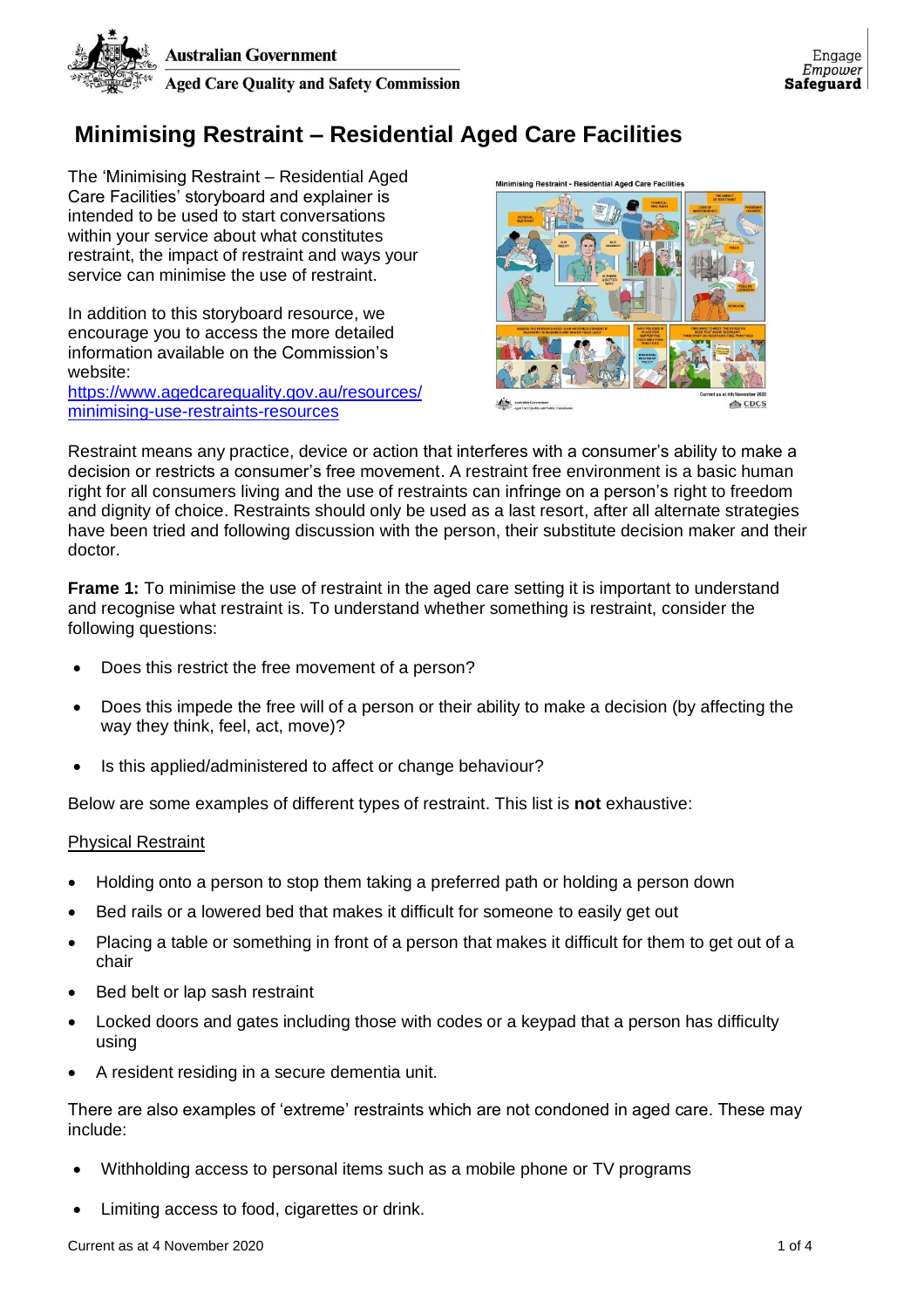Australian Government
Aged Care Quality and Safety Commission

Engage
Empower
Safeguard

# Minimising Restraint – Residential Aged Care Facilities

The 'Minimising Restraint – Residential Aged Care Facilities' storyboard and explainer is intended to be used to start conversations within your service about what constitutes restraint, the impact of restraint and ways your service can minimise the use of restraint.

In addition to this storyboard resource, we encourage you to access the more detailed information available on the Commission's website: [https://www.agedcarequality.gov.au/resources/minimising-use-restraints-resources](https://www.agedcarequality.gov.au/resources/minimising-use-restraints-resources)

Restraint means any practice, device or action that interferes with a consumer's ability to make a decision or restricts a consumer's free movement. A restraint free environment is a basic human right for all consumers living and the use of restraints can infringe on a person's right to freedom and dignity of choice. Restraints should only be used as a last resort, after all alternate strategies have been tried and following discussion with the person, their substitute decision maker and their doctor.

**Frame 1:** To minimise the use of restraint in the aged care setting it is important to understand and recognise what restraint is. To understand whether something is restraint, consider the following questions:

- Does this restrict the free movement of a person?
- Does this impede the free will of a person or their ability to make a decision (by affecting the way they think, feel, act, move)?
- Is this applied/administered to affect or change behaviour?

Below are some examples of different types of restraint. This list is **not** exhaustive:

<u>Physical Restraint</u>

- Holding onto a person to stop them taking a preferred path or holding a person down
- Bed rails or a lowered bed that makes it difficult for someone to easily get out
- Placing a table or something in front of a person that makes it difficult for them to get out of a chair
- Bed belt or lap sash restraint
- Locked doors and gates including those with codes or a keypad that a person has difficulty using
- A resident residing in a secure dementia unit.

There are also examples of 'extreme' restraints which are not condoned in aged care. These may include:

- Withholding access to personal items such as a mobile phone or TV programs
- Limiting access to food, cigarettes or drink.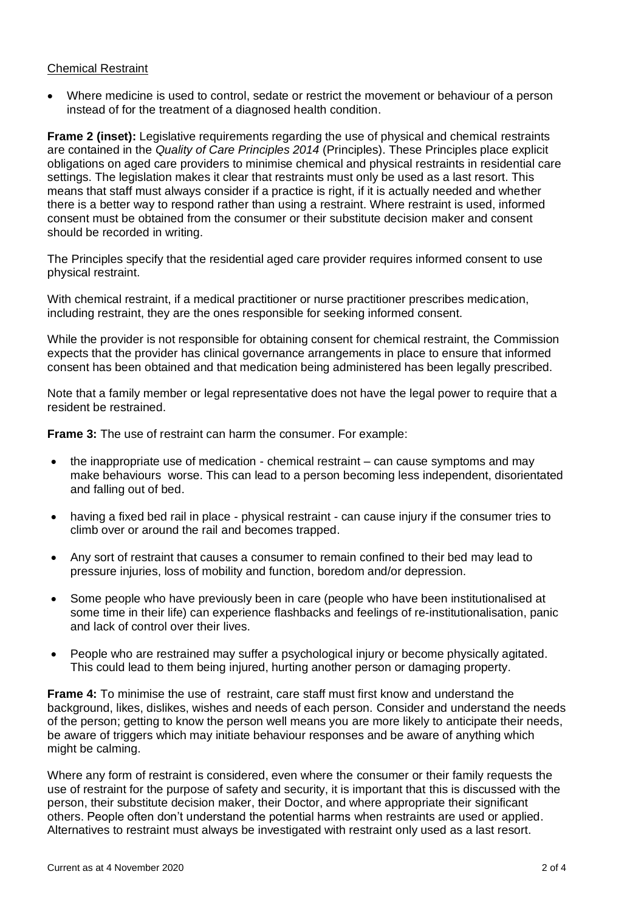Chemical Restraint

- Where medicine is used to control, sedate or restrict the movement or behaviour of a person instead of for the treatment of a diagnosed health condition.

**Frame 2 (inset):** Legislative requirements regarding the use of physical and chemical restraints are contained in the *Quality of Care Principles 2014* (Principles). These Principles place explicit obligations on aged care providers to minimise chemical and physical restraints in residential care settings. The legislation makes it clear that restraints must only be used as a last resort. This means that staff must always consider if a practice is right, if it is actually needed and whether there is a better way to respond rather than using a restraint. Where restraint is used, informed consent must be obtained from the consumer or their substitute decision maker and consent should be recorded in writing.

The Principles specify that the residential aged care provider requires informed consent to use physical restraint.

With chemical restraint, if a medical practitioner or nurse practitioner prescribes medication, including restraint, they are the ones responsible for seeking informed consent.

While the provider is not responsible for obtaining consent for chemical restraint, the Commission expects that the provider has clinical governance arrangements in place to ensure that informed consent has been obtained and that medication being administered has been legally prescribed.

Note that a family member or legal representative does not have the legal power to require that a resident be restrained.

**Frame 3:** The use of restraint can harm the consumer. For example:

- the inappropriate use of medication - chemical restraint – can cause symptoms and may make behaviours worse. This can lead to a person becoming less independent, disorientated and falling out of bed.
- having a fixed bed rail in place - physical restraint - can cause injury if the consumer tries to climb over or around the rail and becomes trapped.
- Any sort of restraint that causes a consumer to remain confined to their bed may lead to pressure injuries, loss of mobility and function, boredom and/or depression.
- Some people who have previously been in care (people who have been institutionalised at some time in their life) can experience flashbacks and feelings of re-institutionalisation, panic and lack of control over their lives.
- People who are restrained may suffer a psychological injury or become physically agitated. This could lead to them being injured, hurting another person or damaging property.

**Frame 4:** To minimise the use of restraint, care staff must first know and understand the background, likes, dislikes, wishes and needs of each person. Consider and understand the needs of the person; getting to know the person well means you are more likely to anticipate their needs, be aware of triggers which may initiate behaviour responses and be aware of anything which might be calming.

Where any form of restraint is considered, even where the consumer or their family requests the use of restraint for the purpose of safety and security, it is important that this is discussed with the person, their substitute decision maker, their Doctor, and where appropriate their significant others. People often don't understand the potential harms when restraints are used or applied. Alternatives to restraint must always be investigated with restraint only used as a last resort.

Current as at 4 November 2020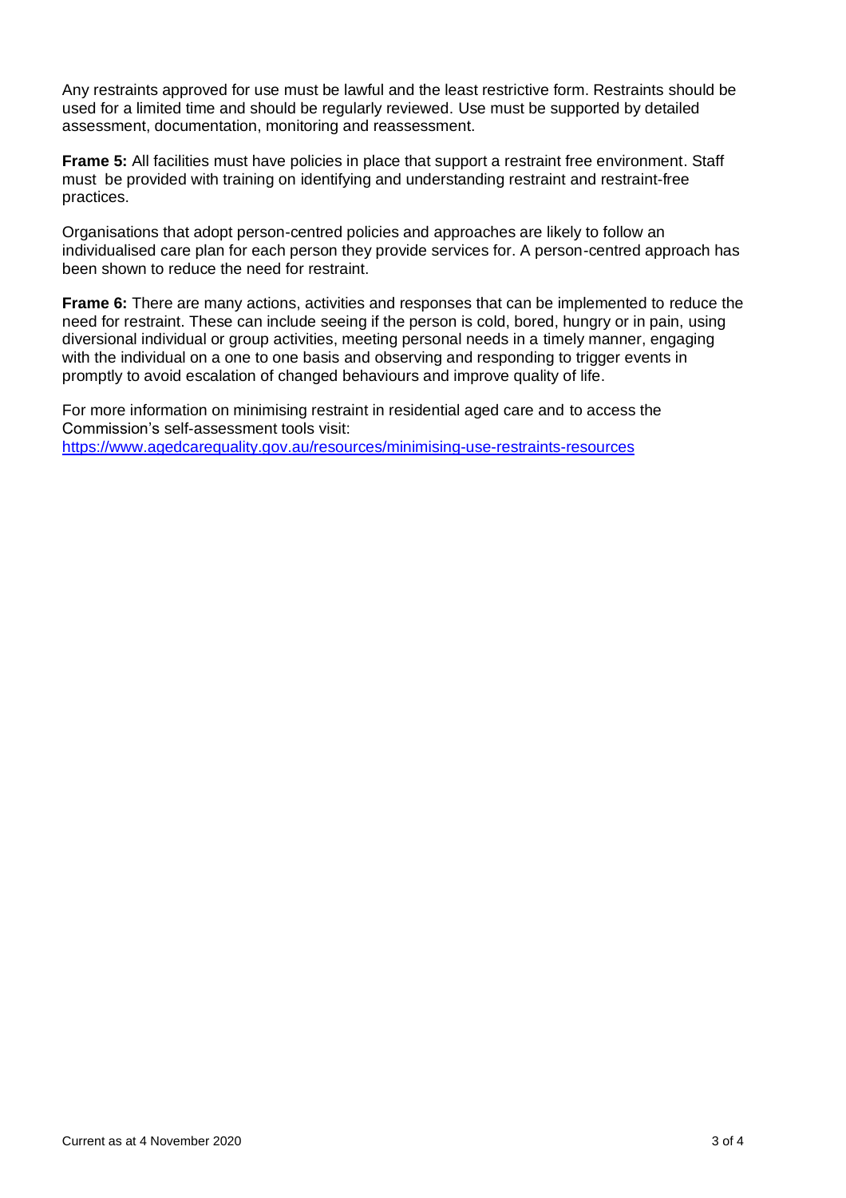Any restraints approved for use must be lawful and the least restrictive form. Restraints should be used for a limited time and should be regularly reviewed. Use must be supported by detailed assessment, documentation, monitoring and reassessment.

**Frame 5:** All facilities must have policies in place that support a restraint free environment. Staff must be provided with training on identifying and understanding restraint and restraint-free practices.

Organisations that adopt person-centred policies and approaches are likely to follow an individualised care plan for each person they provide services for. A person-centred approach has been shown to reduce the need for restraint.

**Frame 6:** There are many actions, activities and responses that can be implemented to reduce the need for restraint. These can include seeing if the person is cold, bored, hungry or in pain, using diversional individual or group activities, meeting personal needs in a timely manner, engaging with the individual on a one to one basis and observing and responding to trigger events in promptly to avoid escalation of changed behaviours and improve quality of life.

For more information on minimising restraint in residential aged care and to access the Commission's self-assessment tools visit:
https://www.agedcarequality.gov.au/resources/minimising-use-restraints-resources

Current as at 4 November 2020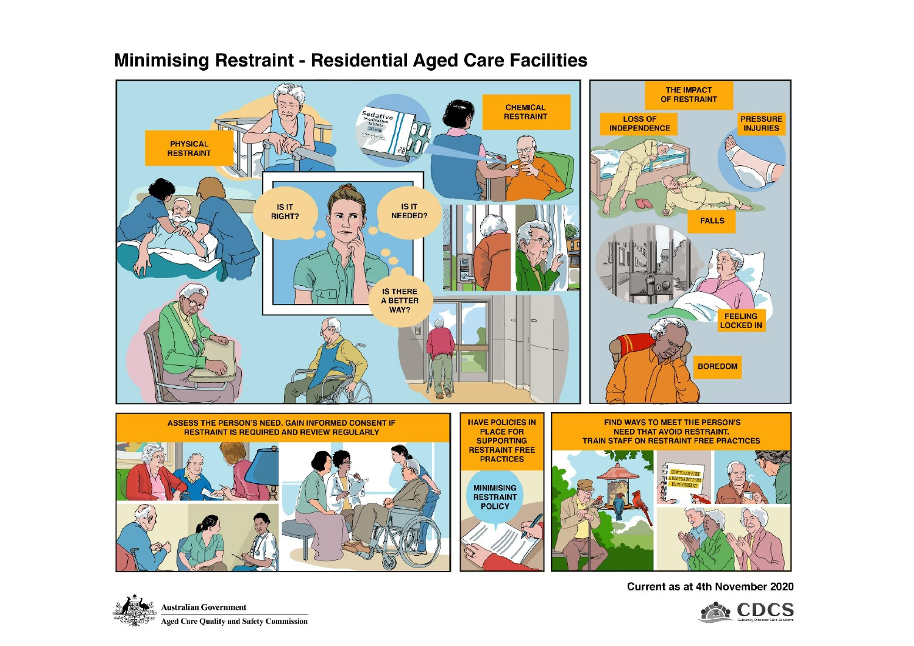# Minimising Restraint - Residential Aged Care Facilities

PHYSICAL RESTRAINT

CHEMICAL RESTRAINT

IS IT RIGHT?

IS IT NEEDED?

IS THERE A BETTER WAY?

THE IMPACT OF RESTRAINT

LOSS OF INDEPENDENCE

PRESSURE INJURIES

FALLS

FEELING LOCKED IN

BOREDOM

ASSESS THE PERSON'S NEED. GAIN INFORMED CONSENT IF RESTRAINT IS REQUIRED AND REVIEW REGULARLY

HAVE POLICIES IN PLACE FOR SUPPORTING RESTRAINT FREE PRACTICES

MINIMISING RESTRAINT POLICY

FIND WAYS TO MEET THE PERSON'S NEED THAT AVOID RESTRAINT. TRAIN STAFF ON RESTRAINT FREE PRACTICES

HOW TO SUPPORT A RESTRAINT FREE ENVIRONMENT

Current as at 4th November 2020

Australian Government
Aged Care Quality and Safety Commission

CDCS
Culturally Directed Care Solutions